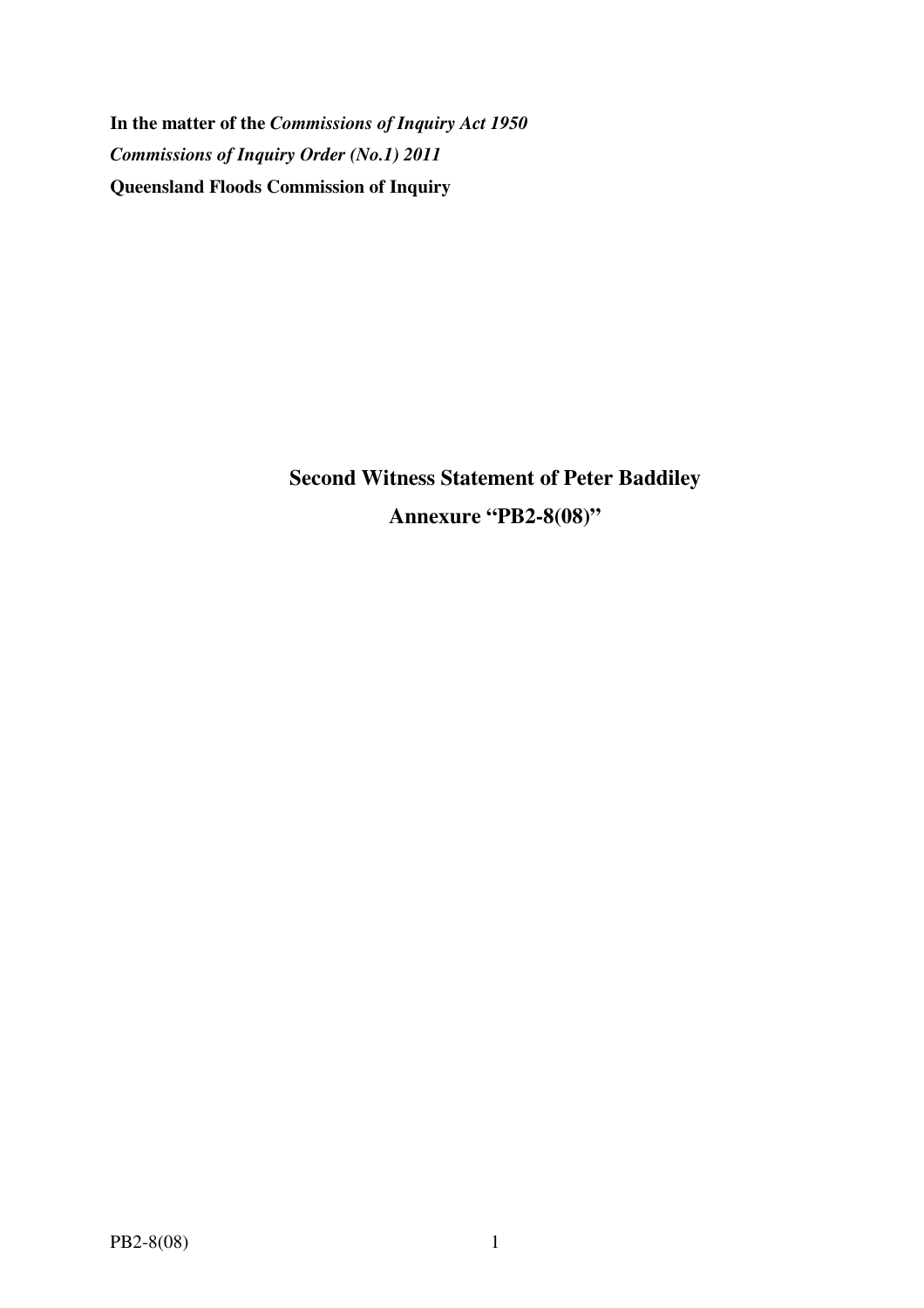**In the matter of the *Commissions of Inquiry Act 1950***

***Commissions of Inquiry Order (No.1) 2011***

**Queensland Floods Commission of Inquiry**

## Second Witness Statement of Peter Baddiley

## Annexure "PB2-8(08)"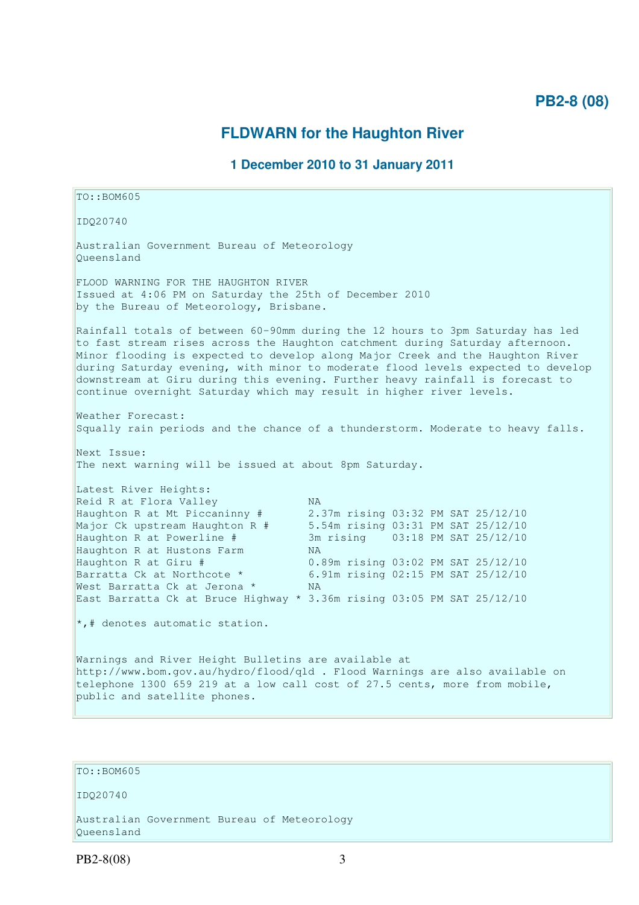**PB2-8 (08)**

## FLDWARN for the Haughton River

### 1 December 2010 to 31 January 2011

```
TO::BOM605

IDQ20740

Australian Government Bureau of Meteorology
Queensland

FLOOD WARNING FOR THE HAUGHTON RIVER
Issued at 4:06 PM on Saturday the 25th of December 2010
by the Bureau of Meteorology, Brisbane.

Rainfall totals of between 60-90mm during the 12 hours to 3pm Saturday has led
to fast stream rises across the Haughton catchment during Saturday afternoon.
Minor flooding is expected to develop along Major Creek and the Haughton River
during Saturday evening, with minor to moderate flood levels expected to develop
downstream at Giru during this evening. Further heavy rainfall is forecast to
continue overnight Saturday which may result in higher river levels.

Weather Forecast:
Squally rain periods and the chance of a thunderstorm. Moderate to heavy falls.

Next Issue:
The next warning will be issued at about 8pm Saturday.

Latest River Heights:
Reid R at Flora Valley              NA
Haughton R at Mt Piccaninny #       2.37m rising 03:32 PM SAT 25/12/10
Major Ck upstream Haughton R #      5.54m rising 03:31 PM SAT 25/12/10
Haughton R at Powerline #           3m rising    03:18 PM SAT 25/12/10
Haughton R at Hustons Farm          NA
Haughton R at Giru #                0.89m rising 03:02 PM SAT 25/12/10
Barratta Ck at Northcote *          6.91m rising 02:15 PM SAT 25/12/10
West Barratta Ck at Jerona *        NA
East Barratta Ck at Bruce Highway * 3.36m rising 03:05 PM SAT 25/12/10

*,# denotes automatic station.


Warnings and River Height Bulletins are available at
http://www.bom.gov.au/hydro/flood/qld . Flood Warnings are also available on
telephone 1300 659 219 at a low call cost of 27.5 cents, more from mobile,
public and satellite phones.
```

```
TO::BOM605

IDQ20740

Australian Government Bureau of Meteorology
Queensland
```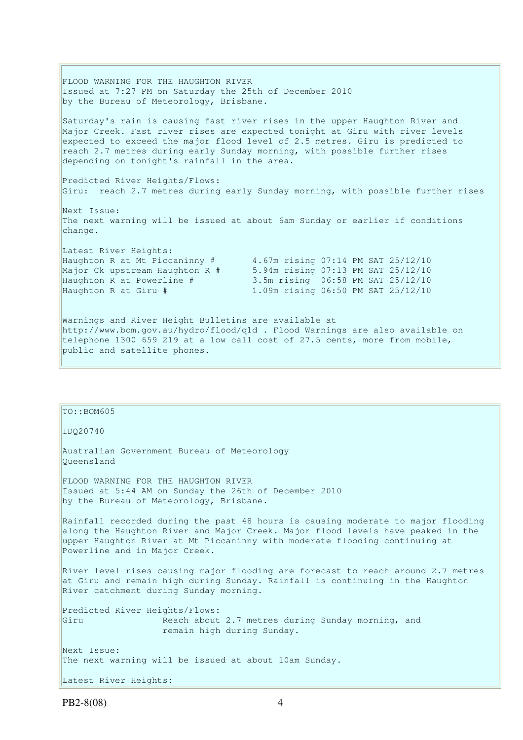FLOOD WARNING FOR THE HAUGHTON RIVER
Issued at 7:27 PM on Saturday the 25th of December 2010
by the Bureau of Meteorology, Brisbane.

Saturday's rain is causing fast river rises in the upper Haughton River and Major Creek. Fast river rises are expected tonight at Giru with river levels expected to exceed the major flood level of 2.5 metres. Giru is predicted to reach 2.7 metres during early Sunday morning, with possible further rises depending on tonight's rainfall in the area.

Predicted River Heights/Flows:
Giru: reach 2.7 metres during early Sunday morning, with possible further rises

Next Issue:
The next warning will be issued at about 6am Sunday or earlier if conditions change.

Latest River Heights:

```
Haughton R at Mt Piccaninny #       4.67m rising 07:14 PM SAT 25/12/10
Major Ck upstream Haughton R #      5.94m rising 07:13 PM SAT 25/12/10
Haughton R at Powerline #           3.5m rising  06:58 PM SAT 25/12/10
Haughton R at Giru #                1.09m rising 06:50 PM SAT 25/12/10
```

Warnings and River Height Bulletins are available at http://www.bom.gov.au/hydro/flood/qld . Flood Warnings are also available on telephone 1300 659 219 at a low call cost of 27.5 cents, more from mobile, public and satellite phones.

---

TO::BOM605

IDQ20740

Australian Government Bureau of Meteorology
Queensland

FLOOD WARNING FOR THE HAUGHTON RIVER
Issued at 5:44 AM on Sunday the 26th of December 2010
by the Bureau of Meteorology, Brisbane.

Rainfall recorded during the past 48 hours is causing moderate to major flooding along the Haughton River and Major Creek. Major flood levels have peaked in the upper Haughton River at Mt Piccaninny with moderate flooding continuing at Powerline and in Major Creek.

River level rises causing major flooding are forecast to reach around 2.7 metres at Giru and remain high during Sunday. Rainfall is continuing in the Haughton River catchment during Sunday morning.

Predicted River Heights/Flows:

```
Giru               Reach about 2.7 metres during Sunday morning, and
                   remain high during Sunday.
```

Next Issue:
The next warning will be issued at about 10am Sunday.

Latest River Heights:

PB2-8(08)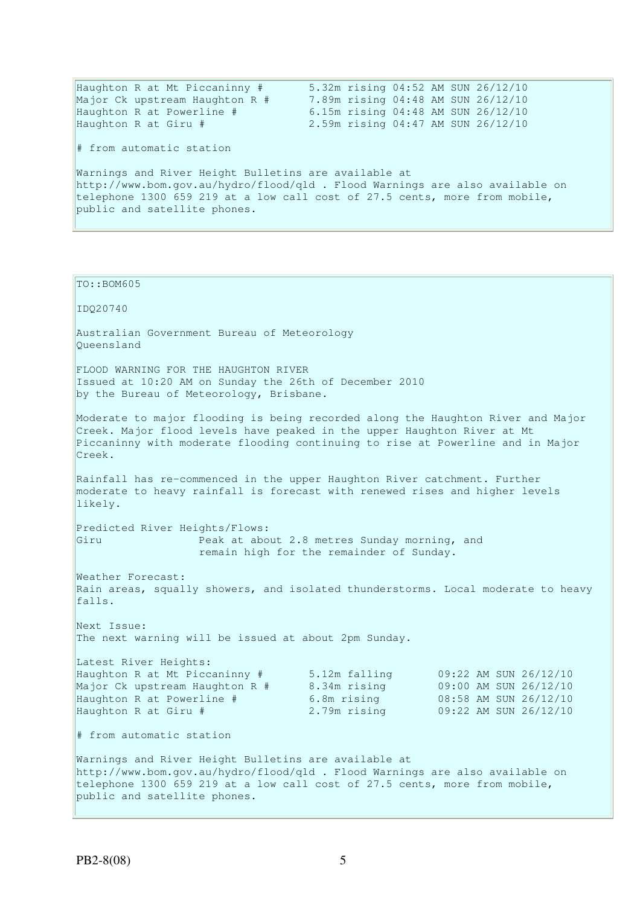```
Haughton R at Mt Piccaninny #       5.32m rising 04:52 AM SUN 26/12/10
Major Ck upstream Haughton R #      7.89m rising 04:48 AM SUN 26/12/10
Haughton R at Powerline #           6.15m rising 04:48 AM SUN 26/12/10
Haughton R at Giru #                2.59m rising 04:47 AM SUN 26/12/10
```

# from automatic station

Warnings and River Height Bulletins are available at http://www.bom.gov.au/hydro/flood/qld . Flood Warnings are also available on telephone 1300 659 219 at a low call cost of 27.5 cents, more from mobile, public and satellite phones.

---

TO::BOM605

IDQ20740

Australian Government Bureau of Meteorology
Queensland

FLOOD WARNING FOR THE HAUGHTON RIVER
Issued at 10:20 AM on Sunday the 26th of December 2010
by the Bureau of Meteorology, Brisbane.

Moderate to major flooding is being recorded along the Haughton River and Major Creek. Major flood levels have peaked in the upper Haughton River at Mt Piccaninny with moderate flooding continuing to rise at Powerline and in Major Creek.

Rainfall has re-commenced in the upper Haughton River catchment. Further moderate to heavy rainfall is forecast with renewed rises and higher levels likely.

Predicted River Heights/Flows:

```
Giru               Peak at about 2.8 metres Sunday morning, and
                   remain high for the remainder of Sunday.
```

Weather Forecast:
Rain areas, squally showers, and isolated thunderstorms. Local moderate to heavy falls.

Next Issue:
The next warning will be issued at about 2pm Sunday.

Latest River Heights:

```
Haughton R at Mt Piccaninny #       5.12m falling       09:22 AM SUN 26/12/10
Major Ck upstream Haughton R #      8.34m rising        09:00 AM SUN 26/12/10
Haughton R at Powerline #           6.8m rising         08:58 AM SUN 26/12/10
Haughton R at Giru #                2.79m rising        09:22 AM SUN 26/12/10
```

# from automatic station

Warnings and River Height Bulletins are available at http://www.bom.gov.au/hydro/flood/qld . Flood Warnings are also available on telephone 1300 659 219 at a low call cost of 27.5 cents, more from mobile, public and satellite phones.

PB2-8(08)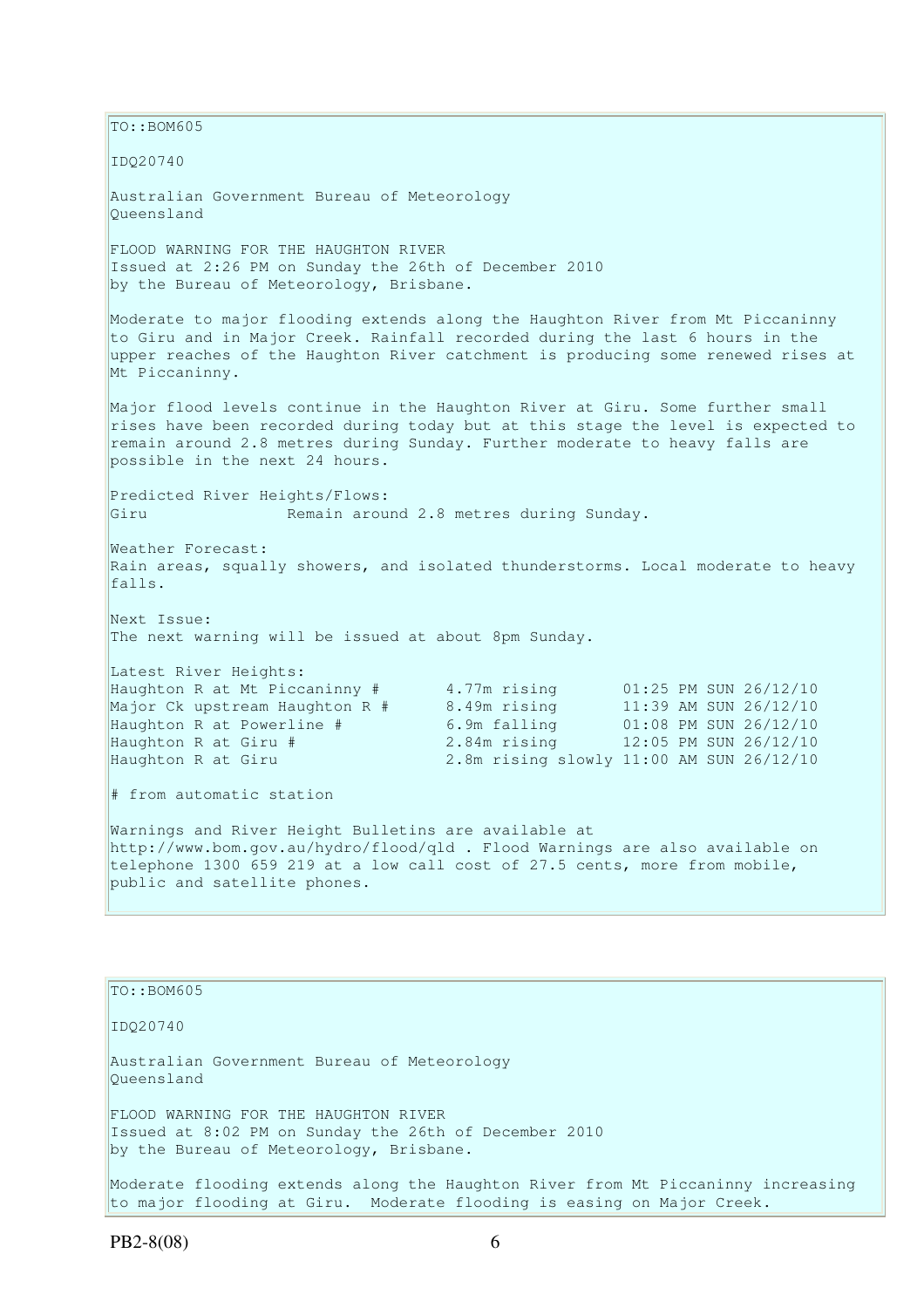TO::BOM605

IDQ20740

Australian Government Bureau of Meteorology
Queensland

FLOOD WARNING FOR THE HAUGHTON RIVER
Issued at 2:26 PM on Sunday the 26th of December 2010
by the Bureau of Meteorology, Brisbane.

Moderate to major flooding extends along the Haughton River from Mt Piccaninny to Giru and in Major Creek. Rainfall recorded during the last 6 hours in the upper reaches of the Haughton River catchment is producing some renewed rises at Mt Piccaninny.

Major flood levels continue in the Haughton River at Giru. Some further small rises have been recorded during today but at this stage the level is expected to remain around 2.8 metres during Sunday. Further moderate to heavy falls are possible in the next 24 hours.

Predicted River Heights/Flows:

```
Giru               Remain around 2.8 metres during Sunday.
```

Weather Forecast:
Rain areas, squally showers, and isolated thunderstorms. Local moderate to heavy falls.

Next Issue:
The next warning will be issued at about 8pm Sunday.

Latest River Heights:

```
Haughton R at Mt Piccaninny #       4.77m rising       01:25 PM SUN 26/12/10
Major Ck upstream Haughton R #      8.49m rising       11:39 AM SUN 26/12/10
Haughton R at Powerline #           6.9m falling       01:08 PM SUN 26/12/10
Haughton R at Giru #                2.84m rising       12:05 PM SUN 26/12/10
Haughton R at Giru                  2.8m rising slowly 11:00 AM SUN 26/12/10
```

# from automatic station

Warnings and River Height Bulletins are available at http://www.bom.gov.au/hydro/flood/qld . Flood Warnings are also available on telephone 1300 659 219 at a low call cost of 27.5 cents, more from mobile, public and satellite phones.

TO::BOM605

IDQ20740

Australian Government Bureau of Meteorology
Queensland

FLOOD WARNING FOR THE HAUGHTON RIVER
Issued at 8:02 PM on Sunday the 26th of December 2010
by the Bureau of Meteorology, Brisbane.

Moderate flooding extends along the Haughton River from Mt Piccaninny increasing to major flooding at Giru. Moderate flooding is easing on Major Creek.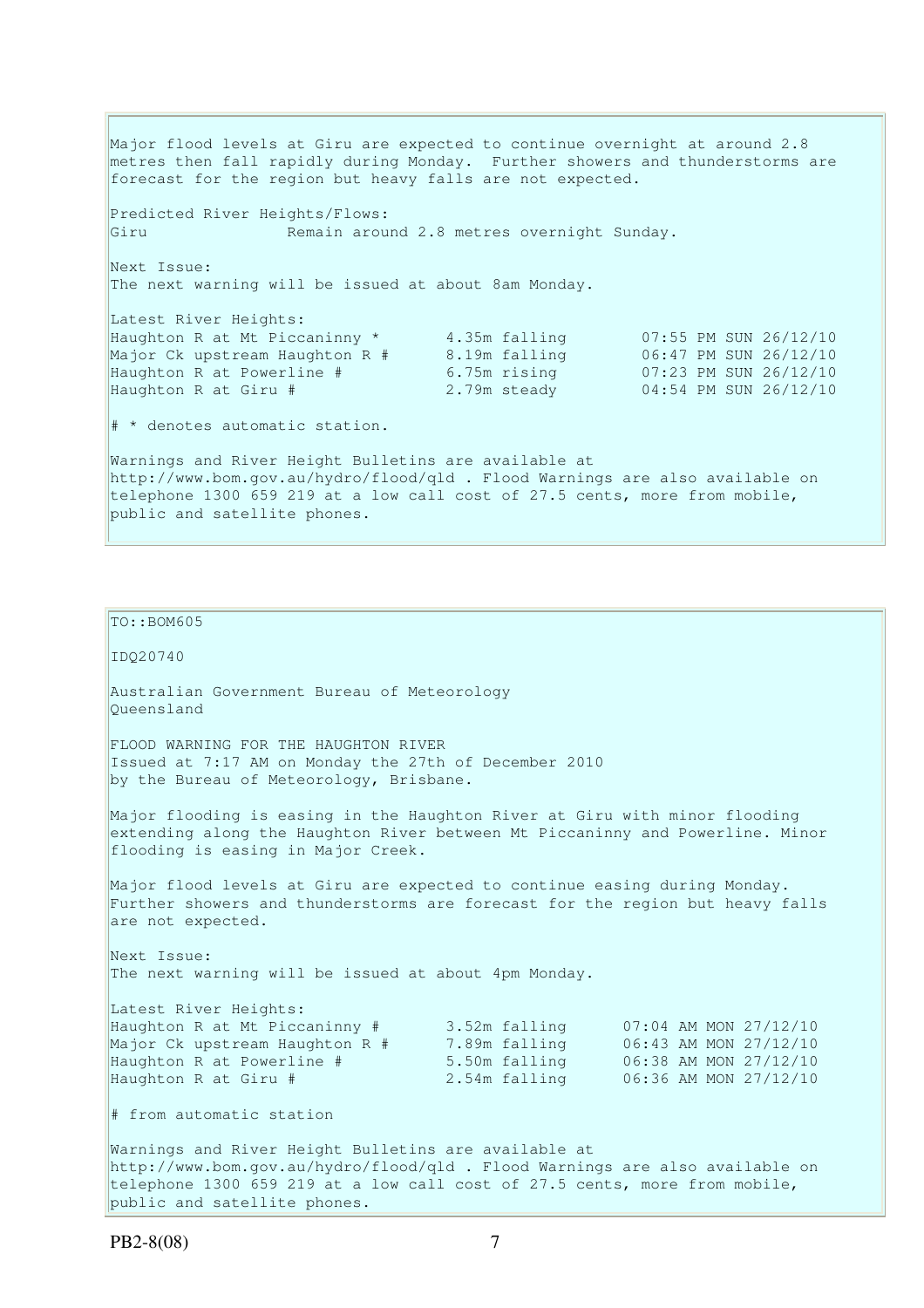Major flood levels at Giru are expected to continue overnight at around 2.8 metres then fall rapidly during Monday. Further showers and thunderstorms are forecast for the region but heavy falls are not expected.

Predicted River Heights/Flows:
Giru Remain around 2.8 metres overnight Sunday.

Next Issue:
The next warning will be issued at about 8am Monday.

Latest River Heights:

| | | |
|---|---|---|
| Haughton R at Mt Piccaninny * | 4.35m falling | 07:55 PM SUN 26/12/10 |
| Major Ck upstream Haughton R # | 8.19m falling | 06:47 PM SUN 26/12/10 |
| Haughton R at Powerline # | 6.75m rising | 07:23 PM SUN 26/12/10 |
| Haughton R at Giru # | 2.79m steady | 04:54 PM SUN 26/12/10 |

# * denotes automatic station.

Warnings and River Height Bulletins are available at http://www.bom.gov.au/hydro/flood/qld . Flood Warnings are also available on telephone 1300 659 219 at a low call cost of 27.5 cents, more from mobile, public and satellite phones.

TO::BOM605

IDQ20740

Australian Government Bureau of Meteorology
Queensland

FLOOD WARNING FOR THE HAUGHTON RIVER
Issued at 7:17 AM on Monday the 27th of December 2010
by the Bureau of Meteorology, Brisbane.

Major flooding is easing in the Haughton River at Giru with minor flooding extending along the Haughton River between Mt Piccaninny and Powerline. Minor flooding is easing in Major Creek.

Major flood levels at Giru are expected to continue easing during Monday. Further showers and thunderstorms are forecast for the region but heavy falls are not expected.

Next Issue:
The next warning will be issued at about 4pm Monday.

Latest River Heights:

| | | |
|---|---|---|
| Haughton R at Mt Piccaninny # | 3.52m falling | 07:04 AM MON 27/12/10 |
| Major Ck upstream Haughton R # | 7.89m falling | 06:43 AM MON 27/12/10 |
| Haughton R at Powerline # | 5.50m falling | 06:38 AM MON 27/12/10 |
| Haughton R at Giru # | 2.54m falling | 06:36 AM MON 27/12/10 |

# from automatic station

Warnings and River Height Bulletins are available at http://www.bom.gov.au/hydro/flood/qld . Flood Warnings are also available on telephone 1300 659 219 at a low call cost of 27.5 cents, more from mobile, public and satellite phones.

PB2-8(08)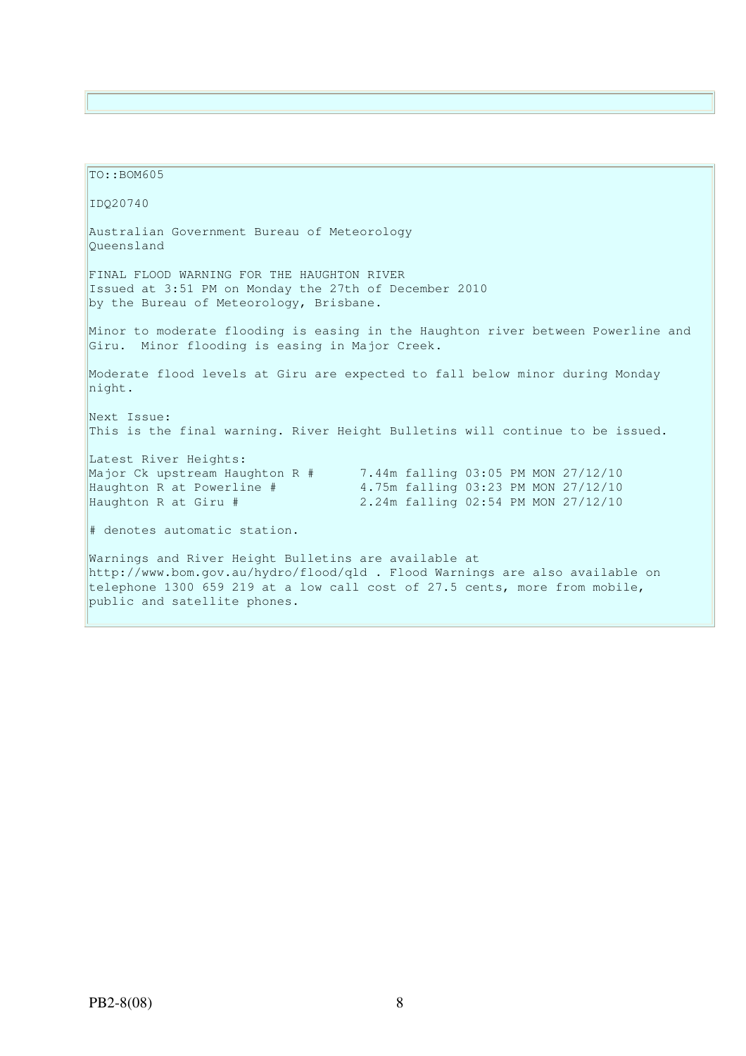TO::BOM605

IDQ20740

Australian Government Bureau of Meteorology
Queensland

FINAL FLOOD WARNING FOR THE HAUGHTON RIVER
Issued at 3:51 PM on Monday the 27th of December 2010
by the Bureau of Meteorology, Brisbane.

Minor to moderate flooding is easing in the Haughton river between Powerline and Giru.  Minor flooding is easing in Major Creek.

Moderate flood levels at Giru are expected to fall below minor during Monday night.

Next Issue:
This is the final warning. River Height Bulletins will continue to be issued.

Latest River Heights:

```
Major Ck upstream Haughton R #      7.44m falling 03:05 PM MON 27/12/10
Haughton R at Powerline #           4.75m falling 03:23 PM MON 27/12/10
Haughton R at Giru #                2.24m falling 02:54 PM MON 27/12/10
```

# denotes automatic station.

Warnings and River Height Bulletins are available at http://www.bom.gov.au/hydro/flood/qld . Flood Warnings are also available on telephone 1300 659 219 at a low call cost of 27.5 cents, more from mobile, public and satellite phones.

PB2-8(08)